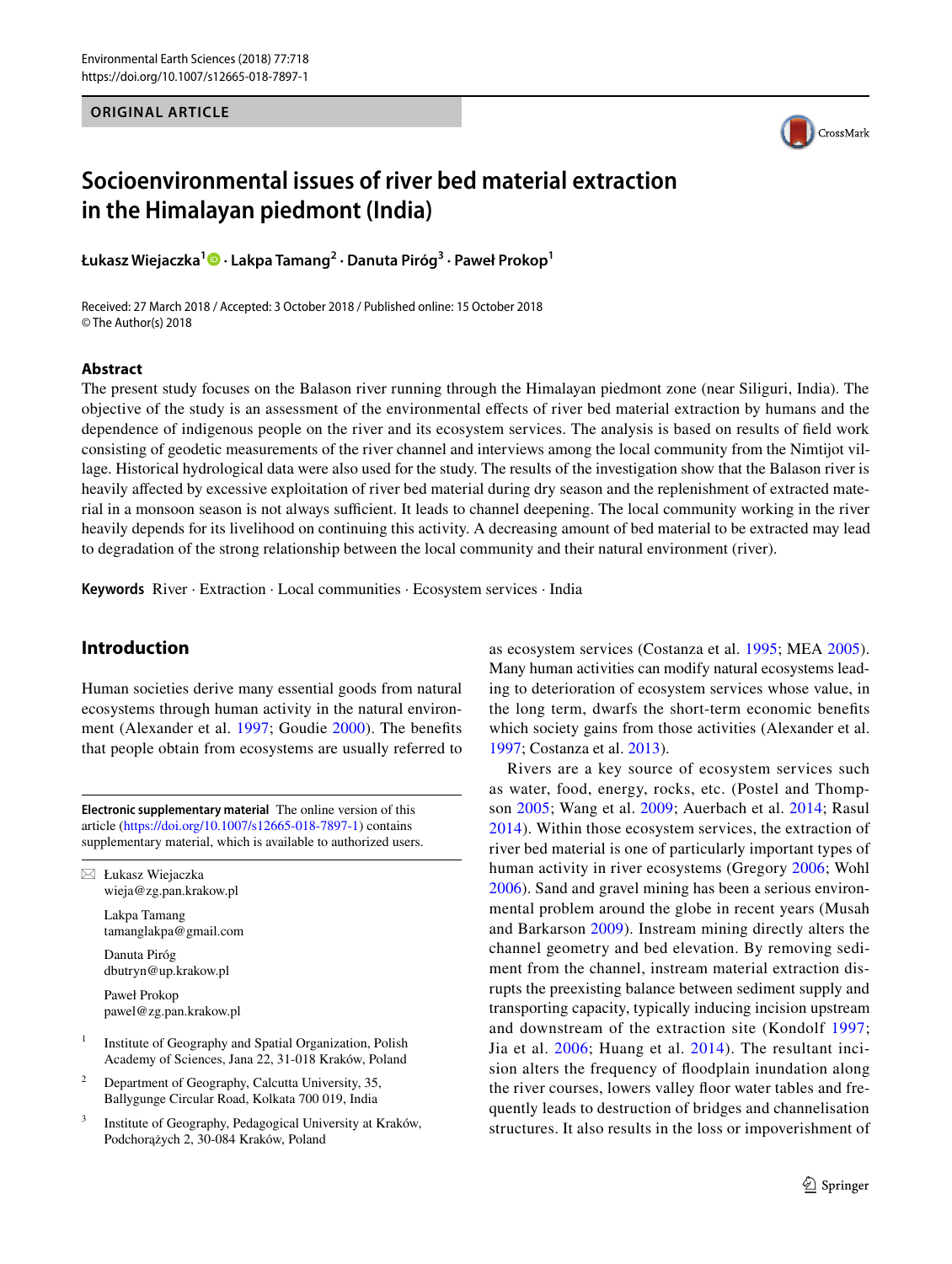ORIGINAL ARTICLE

# Socioenvironmental issues of river bed material extraction in the Himalayan piedmont (India)

**Łukasz Wiejaczka[1] · Lakpa Tamang[2] · Danuta Piróg[3] · Paweł Prokop[1]**

Received: 27 March 2018 / Accepted: 3 October 2018 / Published online: 15 October 2018
© The Author(s) 2018

## Abstract

The present study focuses on the Balason river running through the Himalayan piedmont zone (near Siliguri, India). The objective of the study is an assessment of the environmental effects of river bed material extraction by humans and the dependence of indigenous people on the river and its ecosystem services. The analysis is based on results of field work consisting of geodetic measurements of the river channel and interviews among the local community from the Nimtijot village. Historical hydrological data were also used for the study. The results of the investigation show that the Balason river is heavily affected by excessive exploitation of river bed material during dry season and the replenishment of extracted material in a monsoon season is not always sufficient. It leads to channel deepening. The local community working in the river heavily depends for its livelihood on continuing this activity. A decreasing amount of bed material to be extracted may lead to degradation of the strong relationship between the local community and their natural environment (river).

**Keywords** River · Extraction · Local communities · Ecosystem services · India

## Introduction

Human societies derive many essential goods from natural ecosystems through human activity in the natural environment (Alexander et al. 1997; Goudie 2000). The benefits that people obtain from ecosystems are usually referred to as ecosystem services (Costanza et al. 1995; MEA 2005). Many human activities can modify natural ecosystems leading to deterioration of ecosystem services whose value, in the long term, dwarfs the short-term economic benefits which society gains from those activities (Alexander et al. 1997; Costanza et al. 2013).

Rivers are a key source of ecosystem services such as water, food, energy, rocks, etc. (Postel and Thompson 2005; Wang et al. 2009; Auerbach et al. 2014; Rasul 2014). Within those ecosystem services, the extraction of river bed material is one of particularly important types of human activity in river ecosystems (Gregory 2006; Wohl 2006). Sand and gravel mining has been a serious environmental problem around the globe in recent years (Musah and Barkarson 2009). Instream mining directly alters the channel geometry and bed elevation. By removing sediment from the channel, instream material extraction disrupts the preexisting balance between sediment supply and transporting capacity, typically inducing incision upstream and downstream of the extraction site (Kondolf 1997; Jia et al. 2006; Huang et al. 2014). The resultant incision alters the frequency of floodplain inundation along the river courses, lowers valley floor water tables and frequently leads to destruction of bridges and channelisation structures. It also results in the loss or impoverishment of

**Electronic supplementary material** The online version of this article (https://doi.org/10.1007/s12665-018-7897-1) contains supplementary material, which is available to authorized users.

✉ Łukasz Wiejaczka
wieja@zg.pan.krakow.pl

Lakpa Tamang
tamanglakpa@gmail.com

Danuta Piróg
dbutryn@up.krakow.pl

Paweł Prokop
pawel@zg.pan.krakow.pl

[1] Institute of Geography and Spatial Organization, Polish Academy of Sciences, Jana 22, 31-018 Kraków, Poland

[2] Department of Geography, Calcutta University, 35, Ballygunge Circular Road, Kolkata 700 019, India

[3] Institute of Geography, Pedagogical University at Kraków, Podchorążych 2, 30-084 Kraków, Poland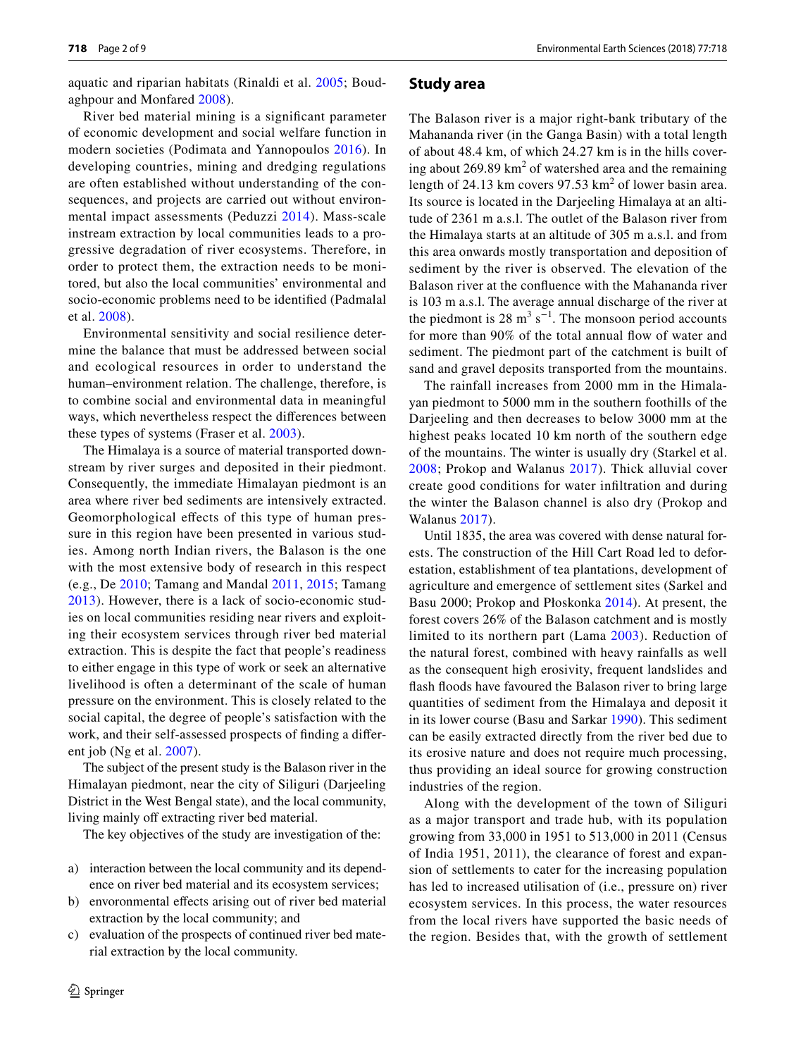aquatic and riparian habitats (Rinaldi et al. 2005; Boudaghpour and Monfared 2008).

River bed material mining is a significant parameter of economic development and social welfare function in modern societies (Podimata and Yannopoulos 2016). In developing countries, mining and dredging regulations are often established without understanding of the consequences, and projects are carried out without environmental impact assessments (Peduzzi 2014). Mass-scale instream extraction by local communities leads to a progressive degradation of river ecosystems. Therefore, in order to protect them, the extraction needs to be monitored, but also the local communities' environmental and socio-economic problems need to be identified (Padmalal et al. 2008).

Environmental sensitivity and social resilience determine the balance that must be addressed between social and ecological resources in order to understand the human–environment relation. The challenge, therefore, is to combine social and environmental data in meaningful ways, which nevertheless respect the differences between these types of systems (Fraser et al. 2003).

The Himalaya is a source of material transported downstream by river surges and deposited in their piedmont. Consequently, the immediate Himalayan piedmont is an area where river bed sediments are intensively extracted. Geomorphological effects of this type of human pressure in this region have been presented in various studies. Among north Indian rivers, the Balason is the one with the most extensive body of research in this respect (e.g., De 2010; Tamang and Mandal 2011, 2015; Tamang 2013). However, there is a lack of socio-economic studies on local communities residing near rivers and exploiting their ecosystem services through river bed material extraction. This is despite the fact that people's readiness to either engage in this type of work or seek an alternative livelihood is often a determinant of the scale of human pressure on the environment. This is closely related to the social capital, the degree of people's satisfaction with the work, and their self-assessed prospects of finding a different job (Ng et al. 2007).

The subject of the present study is the Balason river in the Himalayan piedmont, near the city of Siliguri (Darjeeling District in the West Bengal state), and the local community, living mainly off extracting river bed material.

The key objectives of the study are investigation of the:

a) interaction between the local community and its dependence on river bed material and its ecosystem services;
b) enovronmental effects arising out of river bed material extraction by the local community; and
c) evaluation of the prospects of continued river bed material extraction by the local community.

## Study area

The Balason river is a major right-bank tributary of the Mahananda river (in the Ganga Basin) with a total length of about 48.4 km, of which 24.27 km is in the hills covering about 269.89 km$^2$ of watershed area and the remaining length of 24.13 km covers 97.53 km$^2$ of lower basin area. Its source is located in the Darjeeling Himalaya at an altitude of 2361 m a.s.l. The outlet of the Balason river from the Himalaya starts at an altitude of 305 m a.s.l. and from this area onwards mostly transportation and deposition of sediment by the river is observed. The elevation of the Balason river at the confluence with the Mahananda river is 103 m a.s.l. The average annual discharge of the river at the piedmont is 28 m$^3$ s$^{-1}$. The monsoon period accounts for more than 90% of the total annual flow of water and sediment. The piedmont part of the catchment is built of sand and gravel deposits transported from the mountains.

The rainfall increases from 2000 mm in the Himalayan piedmont to 5000 mm in the southern foothills of the Darjeeling and then decreases to below 3000 mm at the highest peaks located 10 km north of the southern edge of the mountains. The winter is usually dry (Starkel et al. 2008; Prokop and Walanus 2017). Thick alluvial cover create good conditions for water infiltration and during the winter the Balason channel is also dry (Prokop and Walanus 2017).

Until 1835, the area was covered with dense natural forests. The construction of the Hill Cart Road led to deforestation, establishment of tea plantations, development of agriculture and emergence of settlement sites (Sarkel and Basu 2000; Prokop and Płoskonka 2014). At present, the forest covers 26% of the Balason catchment and is mostly limited to its northern part (Lama 2003). Reduction of the natural forest, combined with heavy rainfalls as well as the consequent high erosivity, frequent landslides and flash floods have favoured the Balason river to bring large quantities of sediment from the Himalaya and deposit it in its lower course (Basu and Sarkar 1990). This sediment can be easily extracted directly from the river bed due to its erosive nature and does not require much processing, thus providing an ideal source for growing construction industries of the region.

Along with the development of the town of Siliguri as a major transport and trade hub, with its population growing from 33,000 in 1951 to 513,000 in 2011 (Census of India 1951, 2011), the clearance of forest and expansion of settlements to cater for the increasing population has led to increased utilisation of (i.e., pressure on) river ecosystem services. In this process, the water resources from the local rivers have supported the basic needs of the region. Besides that, with the growth of settlement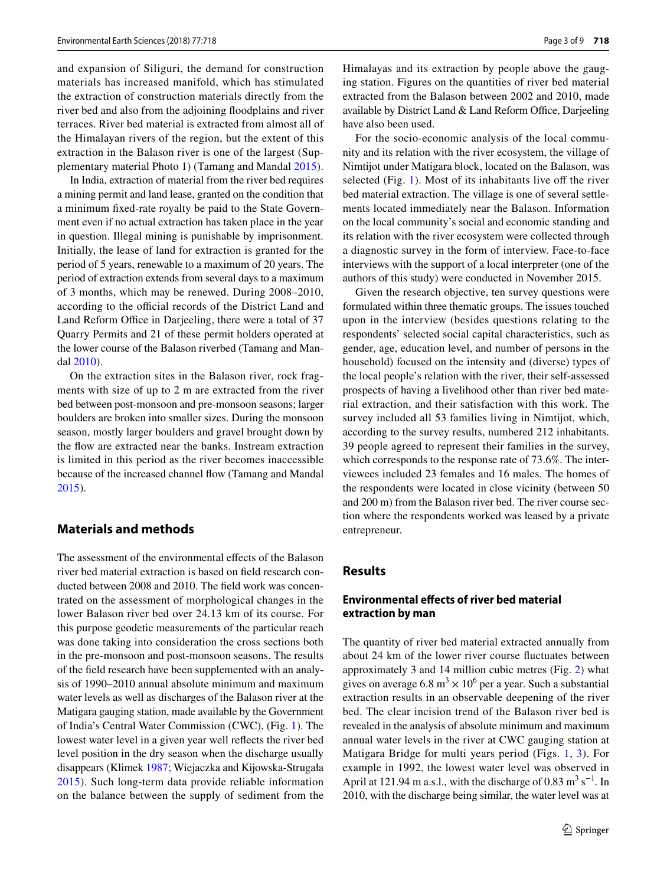and expansion of Siliguri, the demand for construction materials has increased manifold, which has stimulated the extraction of construction materials directly from the river bed and also from the adjoining floodplains and river terraces. River bed material is extracted from almost all of the Himalayan rivers of the region, but the extent of this extraction in the Balason river is one of the largest (Supplementary material Photo 1) (Tamang and Mandal 2015).

In India, extraction of material from the river bed requires a mining permit and land lease, granted on the condition that a minimum fixed-rate royalty be paid to the State Government even if no actual extraction has taken place in the year in question. Illegal mining is punishable by imprisonment. Initially, the lease of land for extraction is granted for the period of 5 years, renewable to a maximum of 20 years. The period of extraction extends from several days to a maximum of 3 months, which may be renewed. During 2008–2010, according to the official records of the District Land and Land Reform Office in Darjeeling, there were a total of 37 Quarry Permits and 21 of these permit holders operated at the lower course of the Balason riverbed (Tamang and Mandal 2010).

On the extraction sites in the Balason river, rock fragments with size of up to 2 m are extracted from the river bed between post-monsoon and pre-monsoon seasons; larger boulders are broken into smaller sizes. During the monsoon season, mostly larger boulders and gravel brought down by the flow are extracted near the banks. Instream extraction is limited in this period as the river becomes inaccessible because of the increased channel flow (Tamang and Mandal 2015).

## Materials and methods

The assessment of the environmental effects of the Balason river bed material extraction is based on field research conducted between 2008 and 2010. The field work was concentrated on the assessment of morphological changes in the lower Balason river bed over 24.13 km of its course. For this purpose geodetic measurements of the particular reach was done taking into consideration the cross sections both in the pre-monsoon and post-monsoon seasons. The results of the field research have been supplemented with an analysis of 1990–2010 annual absolute minimum and maximum water levels as well as discharges of the Balason river at the Matigara gauging station, made available by the Government of India's Central Water Commission (CWC), (Fig. 1). The lowest water level in a given year well reflects the river bed level position in the dry season when the discharge usually disappears (Klimek 1987; Wiejaczka and Kijowska-Strugała 2015). Such long-term data provide reliable information on the balance between the supply of sediment from the Himalayas and its extraction by people above the gauging station. Figures on the quantities of river bed material extracted from the Balason between 2002 and 2010, made available by District Land & Land Reform Office, Darjeeling have also been used.

For the socio-economic analysis of the local community and its relation with the river ecosystem, the village of Nimtijot under Matigara block, located on the Balason, was selected (Fig. 1). Most of its inhabitants live off the river bed material extraction. The village is one of several settlements located immediately near the Balason. Information on the local community's social and economic standing and its relation with the river ecosystem were collected through a diagnostic survey in the form of interview. Face-to-face interviews with the support of a local interpreter (one of the authors of this study) were conducted in November 2015.

Given the research objective, ten survey questions were formulated within three thematic groups. The issues touched upon in the interview (besides questions relating to the respondents' selected social capital characteristics, such as gender, age, education level, and number of persons in the household) focused on the intensity and (diverse) types of the local people's relation with the river, their self-assessed prospects of having a livelihood other than river bed material extraction, and their satisfaction with this work. The survey included all 53 families living in Nimtijot, which, according to the survey results, numbered 212 inhabitants. 39 people agreed to represent their families in the survey, which corresponds to the response rate of 73.6%. The interviewees included 23 females and 16 males. The homes of the respondents were located in close vicinity (between 50 and 200 m) from the Balason river bed. The river course section where the respondents worked was leased by a private entrepreneur.

## Results

### Environmental effects of river bed material extraction by man

The quantity of river bed material extracted annually from about 24 km of the lower river course fluctuates between approximately 3 and 14 million cubic metres (Fig. 2) what gives on average 6.8 $m^3 \times 10^6$ per a year. Such a substantial extraction results in an observable deepening of the river bed. The clear incision trend of the Balason river bed is revealed in the analysis of absolute minimum and maximum annual water levels in the river at CWC gauging station at Matigara Bridge for multi years period (Figs. 1, 3). For example in 1992, the lowest water level was observed in April at 121.94 m a.s.l., with the discharge of 0.83 $m^3 s^{-1}$. In 2010, with the discharge being similar, the water level was at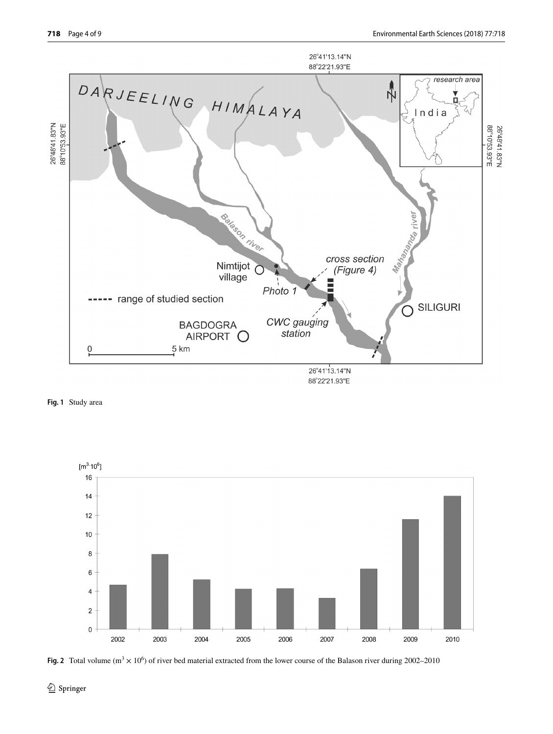**Fig. 1** Study area

**Fig. 2** Total volume ($m^3 \times 10^6$) of river bed material extracted from the lower course of the Balason river during 2002–2010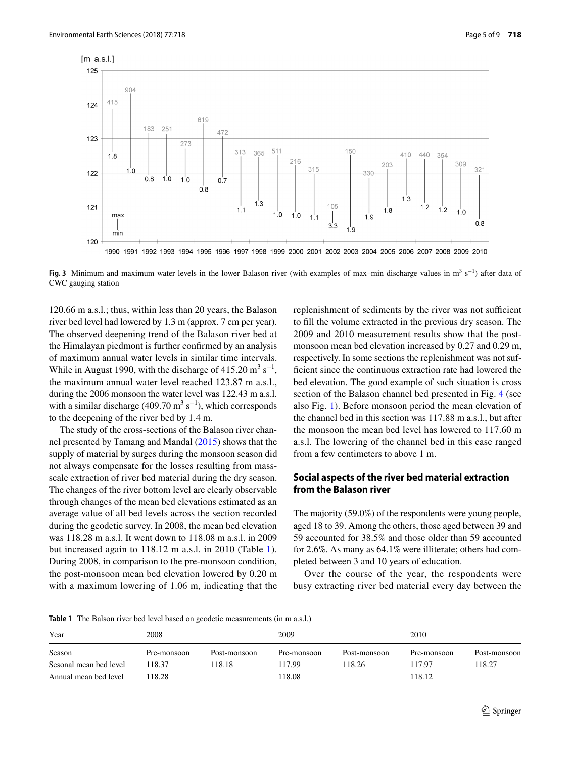Fig. 3 Minimum and maximum water levels in the lower Balason river (with examples of max–min discharge values in $m^3 s^{-1}$) after data of CWC gauging station

120.66 m a.s.l.; thus, within less than 20 years, the Balason river bed level had lowered by 1.3 m (approx. 7 cm per year). The observed deepening trend of the Balason river bed at the Himalayan piedmont is further confirmed by an analysis of maximum annual water levels in similar time intervals. While in August 1990, with the discharge of 415.20 $m^3 s^{-1}$, the maximum annual water level reached 123.87 m a.s.l., during the 2006 monsoon the water level was 122.43 m a.s.l. with a similar discharge (409.70 $m^3 s^{-1}$), which corresponds to the deepening of the river bed by 1.4 m.

The study of the cross-sections of the Balason river channel presented by Tamang and Mandal (2015) shows that the supply of material by surges during the monsoon season did not always compensate for the losses resulting from mass-scale extraction of river bed material during the dry season. The changes of the river bottom level are clearly observable through changes of the mean bed elevations estimated as an average value of all bed levels across the section recorded during the geodetic survey. In 2008, the mean bed elevation was 118.28 m a.s.l. It went down to 118.08 m a.s.l. in 2009 but increased again to 118.12 m a.s.l. in 2010 (Table 1). During 2008, in comparison to the pre-monsoon condition, the post-monsoon mean bed elevation lowered by 0.20 m with a maximum lowering of 1.06 m, indicating that the replenishment of sediments by the river was not sufficient to fill the volume extracted in the previous dry season. The 2009 and 2010 measurement results show that the post-monsoon mean bed elevation increased by 0.27 and 0.29 m, respectively. In some sections the replenishment was not sufficient since the continuous extraction rate had lowered the bed elevation. The good example of such situation is cross section of the Balason channel bed presented in Fig. 4 (see also Fig. 1). Before monsoon period the mean elevation of the channel bed in this section was 117.88 m a.s.l., but after the monsoon the mean bed level has lowered to 117.60 m a.s.l. The lowering of the channel bed in this case ranged from a few centimeters to above 1 m.

## Social aspects of the river bed material extraction from the Balason river

The majority (59.0%) of the respondents were young people, aged 18 to 39. Among the others, those aged between 39 and 59 accounted for 38.5% and those older than 59 accounted for 2.6%. As many as 64.1% were illiterate; others had completed between 3 and 10 years of education.

Over the course of the year, the respondents were busy extracting river bed material every day between the

**Table 1** The Balson river bed level based on geodetic measurements (in m a.s.l.)

| Year | 2008 | | 2009 | | 2010 | |
|---|---|---|---|---|---|---|
| Season | Pre-monsoon | Post-monsoon | Pre-monsoon | Post-monsoon | Pre-monsoon | Post-monsoon |
| Sesonal mean bed level | 118.37 | 118.18 | 117.99 | 118.26 | 117.97 | 118.27 |
| Annual mean bed level | 118.28 | | 118.08 | | 118.12 | |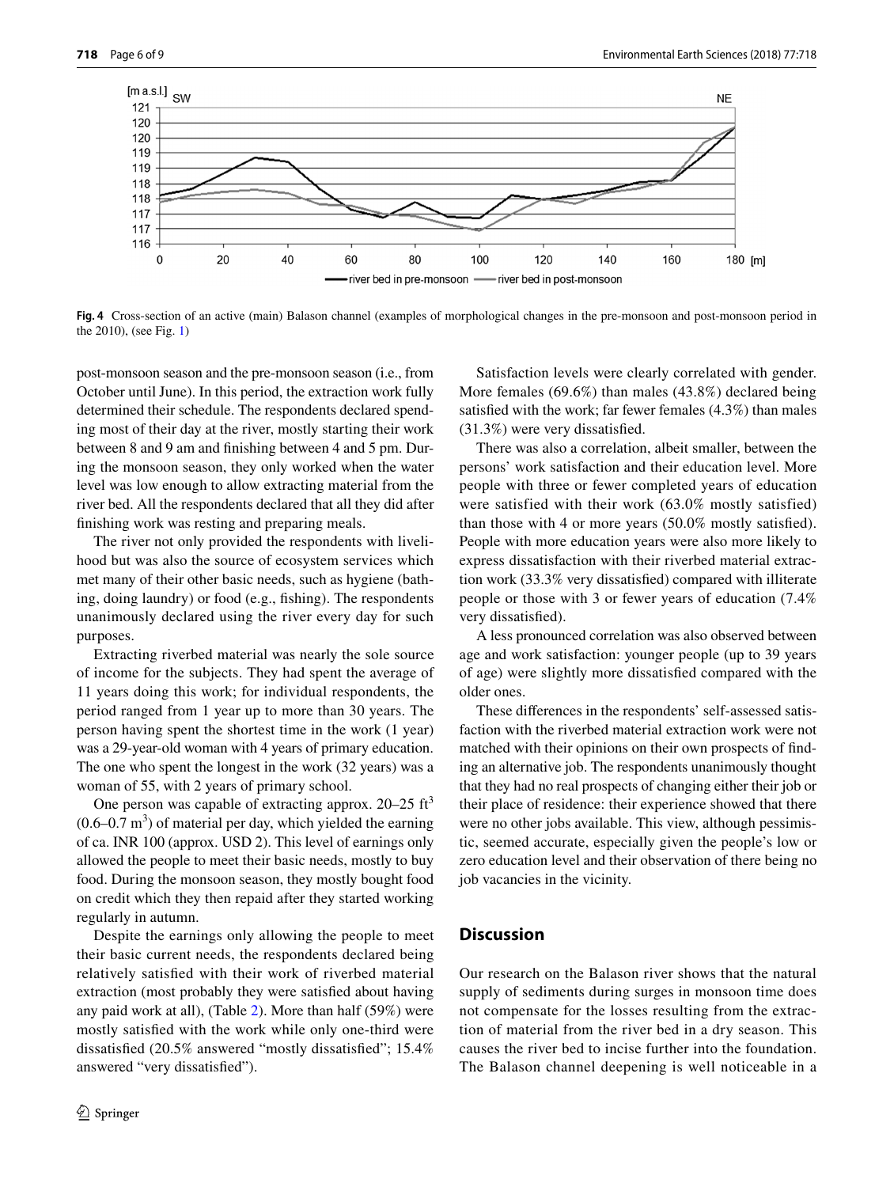Fig. 4 Cross-section of an active (main) Balason channel (examples of morphological changes in the pre-monsoon and post-monsoon period in the 2010), (see Fig. 1)

post-monsoon season and the pre-monsoon season (i.e., from October until June). In this period, the extraction work fully determined their schedule. The respondents declared spending most of their day at the river, mostly starting their work between 8 and 9 am and finishing between 4 and 5 pm. During the monsoon season, they only worked when the water level was low enough to allow extracting material from the river bed. All the respondents declared that all they did after finishing work was resting and preparing meals.

The river not only provided the respondents with livelihood but was also the source of ecosystem services which met many of their other basic needs, such as hygiene (bathing, doing laundry) or food (e.g., fishing). The respondents unanimously declared using the river every day for such purposes.

Extracting riverbed material was nearly the sole source of income for the subjects. They had spent the average of 11 years doing this work; for individual respondents, the period ranged from 1 year up to more than 30 years. The person having spent the shortest time in the work (1 year) was a 29-year-old woman with 4 years of primary education. The one who spent the longest in the work (32 years) was a woman of 55, with 2 years of primary school.

One person was capable of extracting approx. 20–25 $ft^3$ (0.6–0.7 $m^3$) of material per day, which yielded the earning of ca. INR 100 (approx. USD 2). This level of earnings only allowed the people to meet their basic needs, mostly to buy food. During the monsoon season, they mostly bought food on credit which they then repaid after they started working regularly in autumn.

Despite the earnings only allowing the people to meet their basic current needs, the respondents declared being relatively satisfied with their work of riverbed material extraction (most probably they were satisfied about having any paid work at all), (Table 2). More than half (59%) were mostly satisfied with the work while only one-third were dissatisfied (20.5% answered "mostly dissatisfied"; 15.4% answered "very dissatisfied").

Satisfaction levels were clearly correlated with gender. More females (69.6%) than males (43.8%) declared being satisfied with the work; far fewer females (4.3%) than males (31.3%) were very dissatisfied.

There was also a correlation, albeit smaller, between the persons' work satisfaction and their education level. More people with three or fewer completed years of education were satisfied with their work (63.0% mostly satisfied) than those with 4 or more years (50.0% mostly satisfied). People with more education years were also more likely to express dissatisfaction with their riverbed material extraction work (33.3% very dissatisfied) compared with illiterate people or those with 3 or fewer years of education (7.4% very dissatisfied).

A less pronounced correlation was also observed between age and work satisfaction: younger people (up to 39 years of age) were slightly more dissatisfied compared with the older ones.

These differences in the respondents' self-assessed satisfaction with the riverbed material extraction work were not matched with their opinions on their own prospects of finding an alternative job. The respondents unanimously thought that they had no real prospects of changing either their job or their place of residence: their experience showed that there were no other jobs available. This view, although pessimistic, seemed accurate, especially given the people's low or zero education level and their observation of there being no job vacancies in the vicinity.

## Discussion

Our research on the Balason river shows that the natural supply of sediments during surges in monsoon time does not compensate for the losses resulting from the extraction of material from the river bed in a dry season. This causes the river bed to incise further into the foundation. The Balason channel deepening is well noticeable in a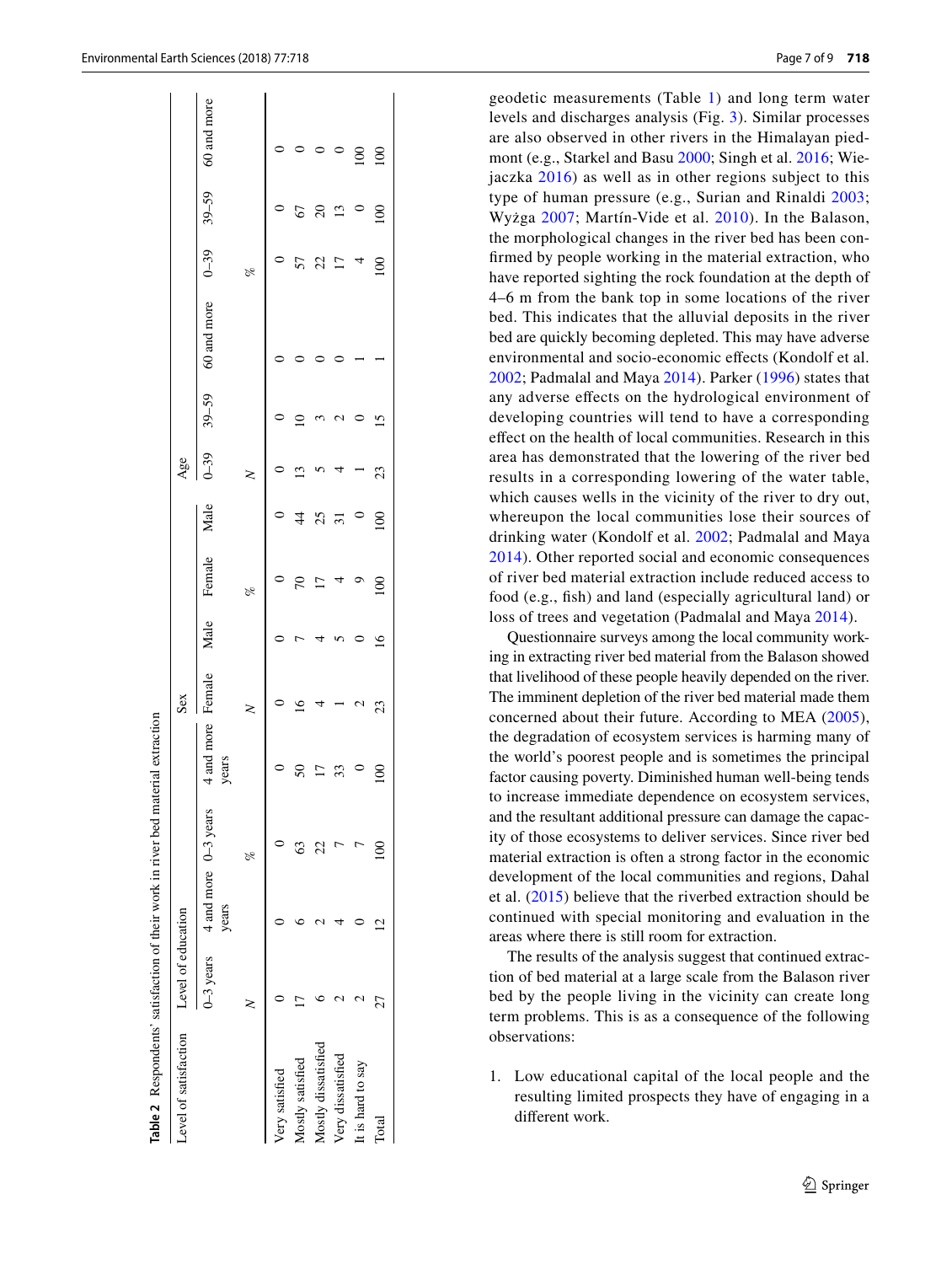Table 2 Respondents' satisfaction of their work in river bed material extraction

| Level of satisfaction | Level of education | | | | Sex | | | | Age | | | | | |
|---|---|---|---|---|---|---|---|---|---|---|---|---|---|---|
| | 0–3 years | 4 and more years | 0–3 years | 4 and more years | Female | Male | Female | Male | 0–39 | 39–59 | 60 and more | 0–39 | 39–59 | 60 and more |
| | N | | % | | N | | % | | N | | | % | | |
| Very satisfied | 0 | 0 | 0 | 0 | 0 | 0 | 0 | 0 | 0 | 0 | 0 | 0 | 0 | 0 |
| Mostly satisfied | 17 | 6 | 63 | 50 | 16 | 7 | 70 | 44 | 13 | 10 | 0 | 57 | 67 | 0 |
| Mostly dissatisfied | 6 | 2 | 22 | 17 | 4 | 4 | 17 | 25 | 5 | 3 | 0 | 22 | 20 | 0 |
| Very dissatisfied | 2 | 4 | 7 | 33 | 1 | 5 | 4 | 31 | 4 | 2 | 0 | 17 | 13 | 0 |
| It is hard to say | 2 | 0 | 7 | 0 | 2 | 0 | 9 | 0 | 1 | 0 | 1 | 4 | 0 | 100 |
| Total | 27 | 12 | 100 | 100 | 23 | 16 | 100 | 100 | 23 | 15 | 1 | 100 | 100 | 100 |

geodetic measurements (Table 1) and long term water levels and discharges analysis (Fig. 3). Similar processes are also observed in other rivers in the Himalayan piedmont (e.g., Starkel and Basu 2000; Singh et al. 2016; Wiejaczka 2016) as well as in other regions subject to this type of human pressure (e.g., Surian and Rinaldi 2003; Wyżga 2007; Martín-Vide et al. 2010). In the Balason, the morphological changes in the river bed has been confirmed by people working in the material extraction, who have reported sighting the rock foundation at the depth of 4–6 m from the bank top in some locations of the river bed. This indicates that the alluvial deposits in the river bed are quickly becoming depleted. This may have adverse environmental and socio-economic effects (Kondolf et al. 2002; Padmalal and Maya 2014). Parker (1996) states that any adverse effects on the hydrological environment of developing countries will tend to have a corresponding effect on the health of local communities. Research in this area has demonstrated that the lowering of the river bed results in a corresponding lowering of the water table, which causes wells in the vicinity of the river to dry out, whereupon the local communities lose their sources of drinking water (Kondolf et al. 2002; Padmalal and Maya 2014). Other reported social and economic consequences of river bed material extraction include reduced access to food (e.g., fish) and land (especially agricultural land) or loss of trees and vegetation (Padmalal and Maya 2014).

Questionnaire surveys among the local community working in extracting river bed material from the Balason showed that livelihood of these people heavily depended on the river. The imminent depletion of the river bed material made them concerned about their future. According to MEA (2005), the degradation of ecosystem services is harming many of the world's poorest people and is sometimes the principal factor causing poverty. Diminished human well-being tends to increase immediate dependence on ecosystem services, and the resultant additional pressure can damage the capacity of those ecosystems to deliver services. Since river bed material extraction is often a strong factor in the economic development of the local communities and regions, Dahal et al. (2015) believe that the riverbed extraction should be continued with special monitoring and evaluation in the areas where there is still room for extraction.

The results of the analysis suggest that continued extraction of bed material at a large scale from the Balason river bed by the people living in the vicinity can create long term problems. This is as a consequence of the following observations:

1. Low educational capital of the local people and the resulting limited prospects they have of engaging in a different work.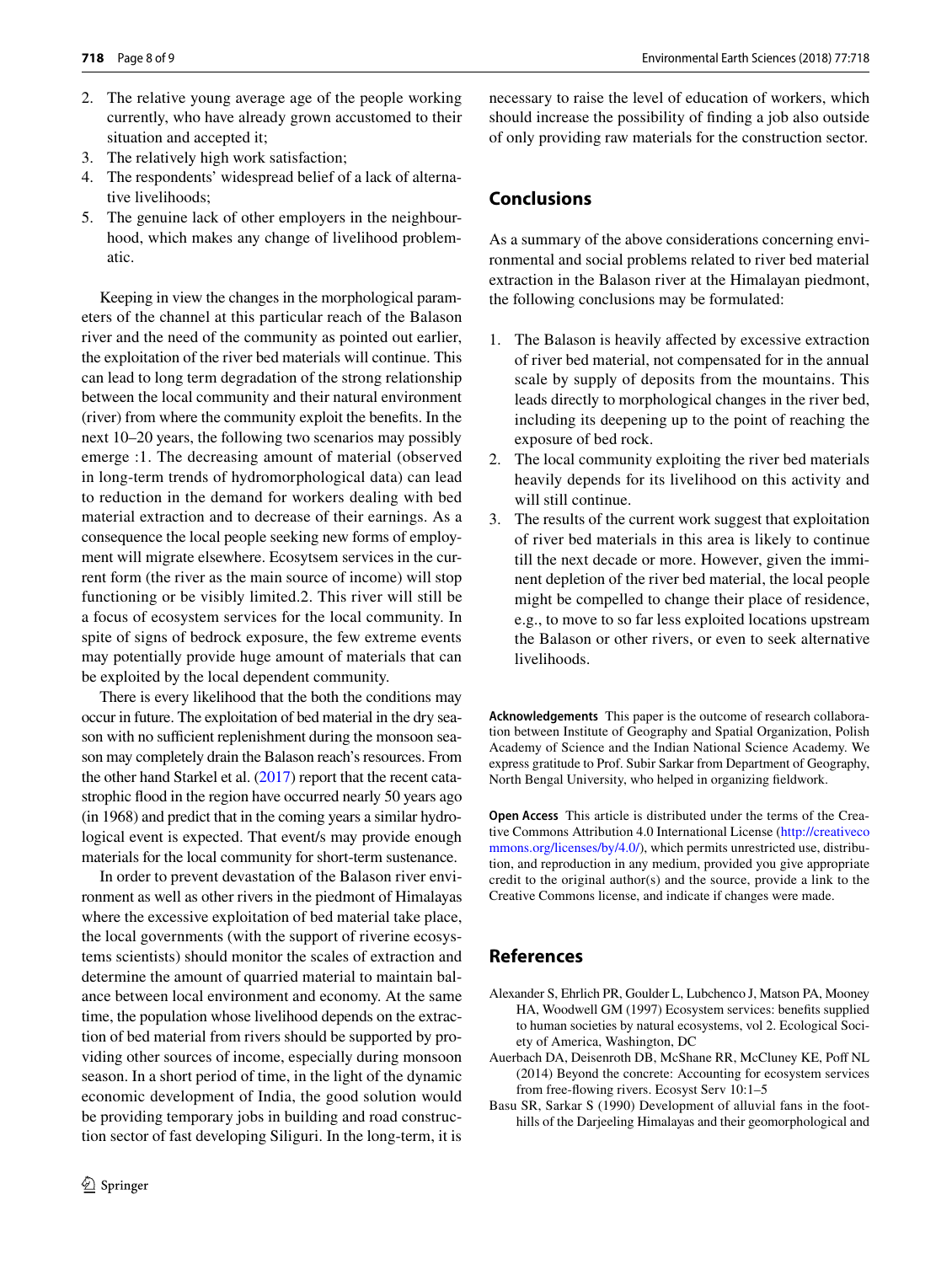2. The relative young average age of the people working currently, who have already grown accustomed to their situation and accepted it;
3. The relatively high work satisfaction;
4. The respondents' widespread belief of a lack of alternative livelihoods;
5. The genuine lack of other employers in the neighbourhood, which makes any change of livelihood problematic.

Keeping in view the changes in the morphological parameters of the channel at this particular reach of the Balason river and the need of the community as pointed out earlier, the exploitation of the river bed materials will continue. This can lead to long term degradation of the strong relationship between the local community and their natural environment (river) from where the community exploit the benefits. In the next 10–20 years, the following two scenarios may possibly emerge :1. The decreasing amount of material (observed in long-term trends of hydromorphological data) can lead to reduction in the demand for workers dealing with bed material extraction and to decrease of their earnings. As a consequence the local people seeking new forms of employment will migrate elsewhere. Ecosytsem services in the current form (the river as the main source of income) will stop functioning or be visibly limited.2. This river will still be a focus of ecosystem services for the local community. In spite of signs of bedrock exposure, the few extreme events may potentially provide huge amount of materials that can be exploited by the local dependent community.

There is every likelihood that the both the conditions may occur in future. The exploitation of bed material in the dry season with no sufficient replenishment during the monsoon season may completely drain the Balason reach's resources. From the other hand Starkel et al. (2017) report that the recent catastrophic flood in the region have occurred nearly 50 years ago (in 1968) and predict that in the coming years a similar hydrological event is expected. That event/s may provide enough materials for the local community for short-term sustenance.

In order to prevent devastation of the Balason river environment as well as other rivers in the piedmont of Himalayas where the excessive exploitation of bed material take place, the local governments (with the support of riverine ecosystems scientists) should monitor the scales of extraction and determine the amount of quarried material to maintain balance between local environment and economy. At the same time, the population whose livelihood depends on the extraction of bed material from rivers should be supported by providing other sources of income, especially during monsoon season. In a short period of time, in the light of the dynamic economic development of India, the good solution would be providing temporary jobs in building and road construction sector of fast developing Siliguri. In the long-term, it is necessary to raise the level of education of workers, which should increase the possibility of finding a job also outside of only providing raw materials for the construction sector.

## Conclusions

As a summary of the above considerations concerning environmental and social problems related to river bed material extraction in the Balason river at the Himalayan piedmont, the following conclusions may be formulated:

1. The Balason is heavily affected by excessive extraction of river bed material, not compensated for in the annual scale by supply of deposits from the mountains. This leads directly to morphological changes in the river bed, including its deepening up to the point of reaching the exposure of bed rock.
2. The local community exploiting the river bed materials heavily depends for its livelihood on this activity and will still continue.
3. The results of the current work suggest that exploitation of river bed materials in this area is likely to continue till the next decade or more. However, given the imminent depletion of the river bed material, the local people might be compelled to change their place of residence, e.g., to move to so far less exploited locations upstream the Balason or other rivers, or even to seek alternative livelihoods.

**Acknowledgements** This paper is the outcome of research collaboration between Institute of Geography and Spatial Organization, Polish Academy of Science and the Indian National Science Academy. We express gratitude to Prof. Subir Sarkar from Department of Geography, North Bengal University, who helped in organizing fieldwork.

**Open Access** This article is distributed under the terms of the Creative Commons Attribution 4.0 International License (http://creativecommons.org/licenses/by/4.0/), which permits unrestricted use, distribution, and reproduction in any medium, provided you give appropriate credit to the original author(s) and the source, provide a link to the Creative Commons license, and indicate if changes were made.

## References

Alexander S, Ehrlich PR, Goulder L, Lubchenco J, Matson PA, Mooney HA, Woodwell GM (1997) Ecosystem services: benefits supplied to human societies by natural ecosystems, vol 2. Ecological Society of America, Washington, DC

Auerbach DA, Deisenroth DB, McShane RR, McCluney KE, Poff NL (2014) Beyond the concrete: Accounting for ecosystem services from free-flowing rivers. Ecosyst Serv 10:1–5

Basu SR, Sarkar S (1990) Development of alluvial fans in the foothills of the Darjeeling Himalayas and their geomorphological and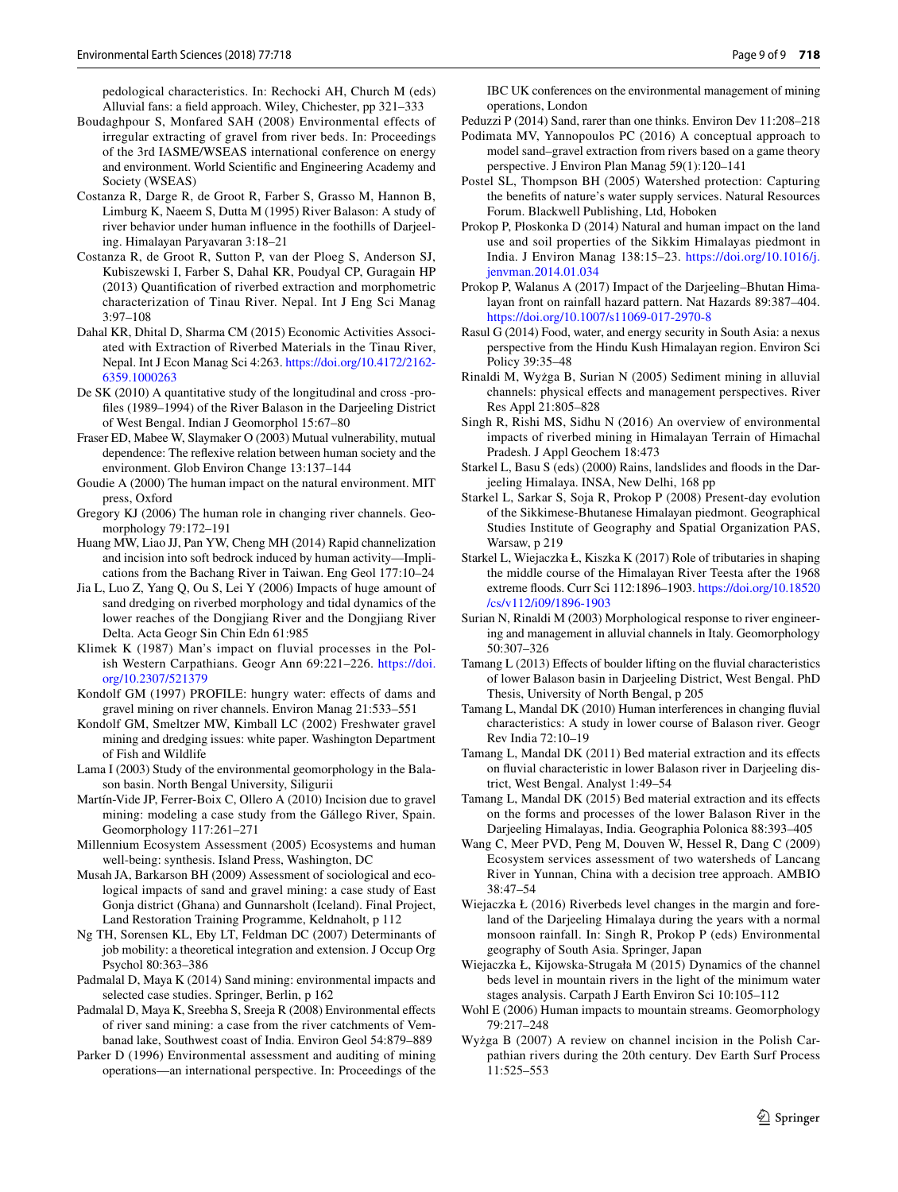pedological characteristics. In: Rechocki AH, Church M (eds) Alluvial fans: a field approach. Wiley, Chichester, pp 321–333

Boudaghpour S, Monfared SAH (2008) Environmental effects of irregular extracting of gravel from river beds. In: Proceedings of the 3rd IASME/WSEAS international conference on energy and environment. World Scientific and Engineering Academy and Society (WSEAS)

Costanza R, Darge R, de Groot R, Farber S, Grasso M, Hannon B, Limburg K, Naeem S, Dutta M (1995) River Balason: A study of river behavior under human influence in the foothills of Darjeeling. Himalayan Paryavaran 3:18–21

Costanza R, de Groot R, Sutton P, van der Ploeg S, Anderson SJ, Kubiszewski I, Farber S, Dahal KR, Poudyal CP, Guragain HP (2013) Quantification of riverbed extraction and morphometric characterization of Tinau River. Nepal. Int J Eng Sci Manag 3:97–108

Dahal KR, Dhital D, Sharma CM (2015) Economic Activities Associated with Extraction of Riverbed Materials in the Tinau River, Nepal. Int J Econ Manag Sci 4:263. https://doi.org/10.4172/2162-6359.1000263

De SK (2010) A quantitative study of the longitudinal and cross -profiles (1989–1994) of the River Balason in the Darjeeling District of West Bengal. Indian J Geomorphol 15:67–80

Fraser ED, Mabee W, Slaymaker O (2003) Mutual vulnerability, mutual dependence: The reflexive relation between human society and the environment. Glob Environ Change 13:137–144

Goudie A (2000) The human impact on the natural environment. MIT press, Oxford

Gregory KJ (2006) The human role in changing river channels. Geomorphology 79:172–191

Huang MW, Liao JJ, Pan YW, Cheng MH (2014) Rapid channelization and incision into soft bedrock induced by human activity—Implications from the Bachang River in Taiwan. Eng Geol 177:10–24

Jia L, Luo Z, Yang Q, Ou S, Lei Y (2006) Impacts of huge amount of sand dredging on riverbed morphology and tidal dynamics of the lower reaches of the Dongjiang River and the Dongjiang River Delta. Acta Geogr Sin Chin Edn 61:985

Klimek K (1987) Man's impact on fluvial processes in the Polish Western Carpathians. Geogr Ann 69:221–226. https://doi.org/10.2307/521379

Kondolf GM (1997) PROFILE: hungry water: effects of dams and gravel mining on river channels. Environ Manag 21:533–551

Kondolf GM, Smeltzer MW, Kimball LC (2002) Freshwater gravel mining and dredging issues: white paper. Washington Department of Fish and Wildlife

Lama I (2003) Study of the environmental geomorphology in the Balason basin. North Bengal University, Siligurii

Martín-Vide JP, Ferrer-Boix C, Ollero A (2010) Incision due to gravel mining: modeling a case study from the Gállego River, Spain. Geomorphology 117:261–271

Millennium Ecosystem Assessment (2005) Ecosystems and human well-being: synthesis. Island Press, Washington, DC

Musah JA, Barkarson BH (2009) Assessment of sociological and ecological impacts of sand and gravel mining: a case study of East Gonja district (Ghana) and Gunnarsholt (Iceland). Final Project, Land Restoration Training Programme, Keldnaholt, p 112

Ng TH, Sorensen KL, Eby LT, Feldman DC (2007) Determinants of job mobility: a theoretical integration and extension. J Occup Org Psychol 80:363–386

Padmalal D, Maya K (2014) Sand mining: environmental impacts and selected case studies. Springer, Berlin, p 162

Padmalal D, Maya K, Sreebha S, Sreeja R (2008) Environmental effects of river sand mining: a case from the river catchments of Vembanad lake, Southwest coast of India. Environ Geol 54:879–889

Parker D (1996) Environmental assessment and auditing of mining operations—an international perspective. In: Proceedings of the IBC UK conferences on the environmental management of mining operations, London

Peduzzi P (2014) Sand, rarer than one thinks. Environ Dev 11:208–218

Podimata MV, Yannopoulos PC (2016) A conceptual approach to model sand–gravel extraction from rivers based on a game theory perspective. J Environ Plan Manag 59(1):120–141

Postel SL, Thompson BH (2005) Watershed protection: Capturing the benefits of nature's water supply services. Natural Resources Forum. Blackwell Publishing, Ltd, Hoboken

Prokop P, Płoskonka D (2014) Natural and human impact on the land use and soil properties of the Sikkim Himalayas piedmont in India. J Environ Manag 138:15–23. https://doi.org/10.1016/j.jenvman.2014.01.034

Prokop P, Walanus A (2017) Impact of the Darjeeling–Bhutan Himalayan front on rainfall hazard pattern. Nat Hazards 89:387–404. https://doi.org/10.1007/s11069-017-2970-8

Rasul G (2014) Food, water, and energy security in South Asia: a nexus perspective from the Hindu Kush Himalayan region. Environ Sci Policy 39:35–48

Rinaldi M, Wyżga B, Surian N (2005) Sediment mining in alluvial channels: physical effects and management perspectives. River Res Appl 21:805–828

Singh R, Rishi MS, Sidhu N (2016) An overview of environmental impacts of riverbed mining in Himalayan Terrain of Himachal Pradesh. J Appl Geochem 18:473

Starkel L, Basu S (eds) (2000) Rains, landslides and floods in the Darjeeling Himalaya. INSA, New Delhi, 168 pp

Starkel L, Sarkar S, Soja R, Prokop P (2008) Present-day evolution of the Sikkimese-Bhutanese Himalayan piedmont. Geographical Studies Institute of Geography and Spatial Organization PAS, Warsaw, p 219

Starkel L, Wiejaczka Ł, Kiszka K (2017) Role of tributaries in shaping the middle course of the Himalayan River Teesta after the 1968 extreme floods. Curr Sci 112:1896–1903. https://doi.org/10.18520/cs/v112/i09/1896-1903

Surian N, Rinaldi M (2003) Morphological response to river engineering and management in alluvial channels in Italy. Geomorphology 50:307–326

Tamang L (2013) Effects of boulder lifting on the fluvial characteristics of lower Balason basin in Darjeeling District, West Bengal. PhD Thesis, University of North Bengal, p 205

Tamang L, Mandal DK (2010) Human interferences in changing fluvial characteristics: A study in lower course of Balason river. Geogr Rev India 72:10–19

Tamang L, Mandal DK (2011) Bed material extraction and its effects on fluvial characteristic in lower Balason river in Darjeeling district, West Bengal. Analyst 1:49–54

Tamang L, Mandal DK (2015) Bed material extraction and its effects on the forms and processes of the lower Balason River in the Darjeeling Himalayas, India. Geographia Polonica 88:393–405

Wang C, Meer PVD, Peng M, Douven W, Hessel R, Dang C (2009) Ecosystem services assessment of two watersheds of Lancang River in Yunnan, China with a decision tree approach. AMBIO 38:47–54

Wiejaczka Ł (2016) Riverbeds level changes in the margin and foreland of the Darjeeling Himalaya during the years with a normal monsoon rainfall. In: Singh R, Prokop P (eds) Environmental geography of South Asia. Springer, Japan

Wiejaczka Ł, Kijowska-Strugała M (2015) Dynamics of the channel beds level in mountain rivers in the light of the minimum water stages analysis. Carpath J Earth Environ Sci 10:105–112

Wohl E (2006) Human impacts to mountain streams. Geomorphology 79:217–248

Wyżga B (2007) A review on channel incision in the Polish Carpathian rivers during the 20th century. Dev Earth Surf Process 11:525–553